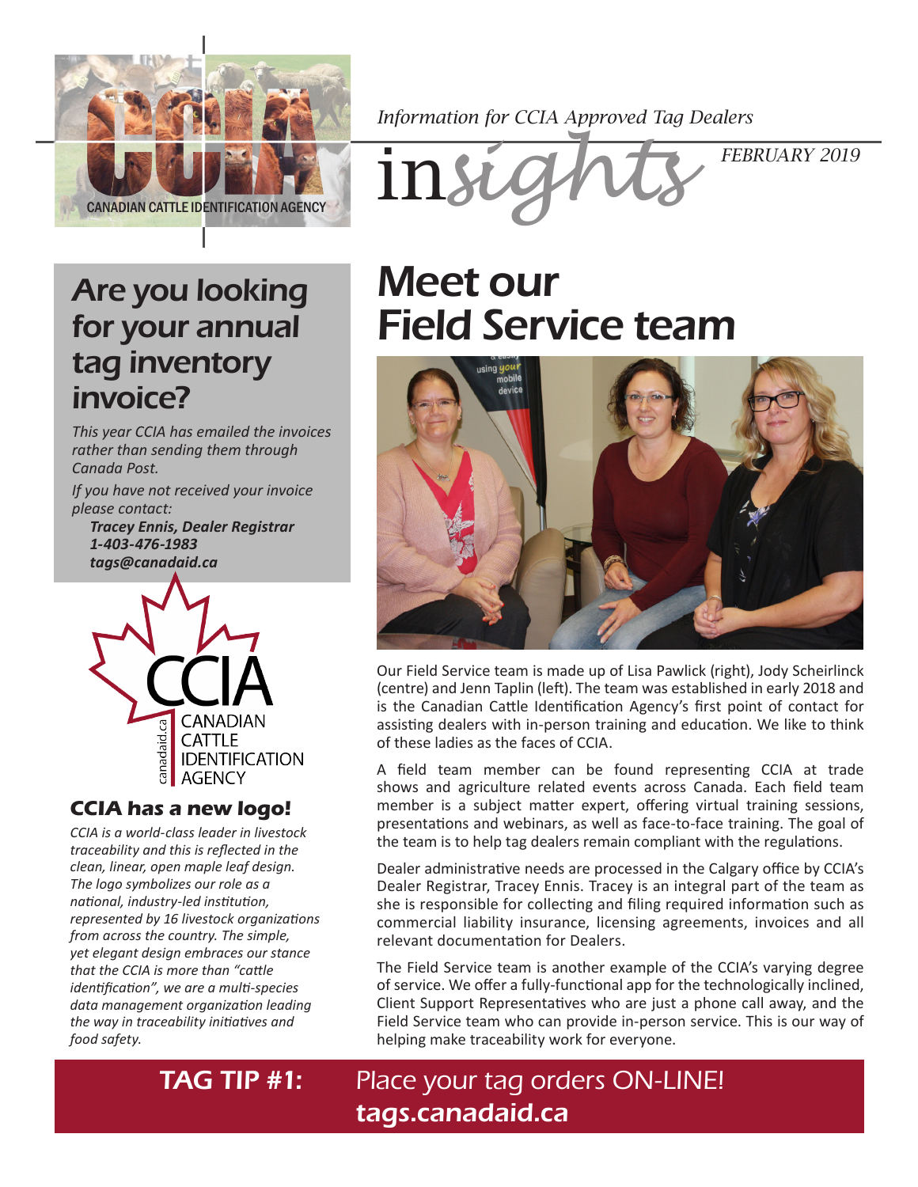CANADIAN CATTLE IDENTIFICATION AGENCY

*Information for CCIA Approved Tag Dealers*

# insights

*FEBRUARY 2019*

## Are you looking for your annual tag inventory invoice?

*This year CCIA has emailed the invoices rather than sending them through Canada Post.*

*If you have not received your invoice please contact:*

***Tracey Ennis, Dealer Registrar***
***1-403-476-1983***
***tags@canadaid.ca***

CCIA
CANADIAN CATTLE IDENTIFICATION AGENCY
canadaid.ca

### CCIA has a new logo!

*CCIA is a world-class leader in livestock traceability and this is reflected in the clean, linear, open maple leaf design. The logo symbolizes our role as a national, industry-led institution, represented by 16 livestock organizations from across the country. The simple, yet elegant design embraces our stance that the CCIA is more than "cattle identification", we are a multi-species data management organization leading the way in traceability initiatives and food safety.*

## Meet our Field Service team

Our Field Service team is made up of Lisa Pawlick (right), Jody Scheirlinck (centre) and Jenn Taplin (left). The team was established in early 2018 and is the Canadian Cattle Identification Agency's first point of contact for assisting dealers with in-person training and education. We like to think of these ladies as the faces of CCIA.

A field team member can be found representing CCIA at trade shows and agriculture related events across Canada. Each field team member is a subject matter expert, offering virtual training sessions, presentations and webinars, as well as face-to-face training. The goal of the team is to help tag dealers remain compliant with the regulations.

Dealer administrative needs are processed in the Calgary office by CCIA's Dealer Registrar, Tracey Ennis. Tracey is an integral part of the team as she is responsible for collecting and filing required information such as commercial liability insurance, licensing agreements, invoices and all relevant documentation for Dealers.

The Field Service team is another example of the CCIA's varying degree of service. We offer a fully-functional app for the technologically inclined, Client Support Representatives who are just a phone call away, and the Field Service team who can provide in-person service. This is our way of helping make traceability work for everyone.

**TAG TIP #1:** Place your tag orders ON-LINE! **tags.canadaid.ca**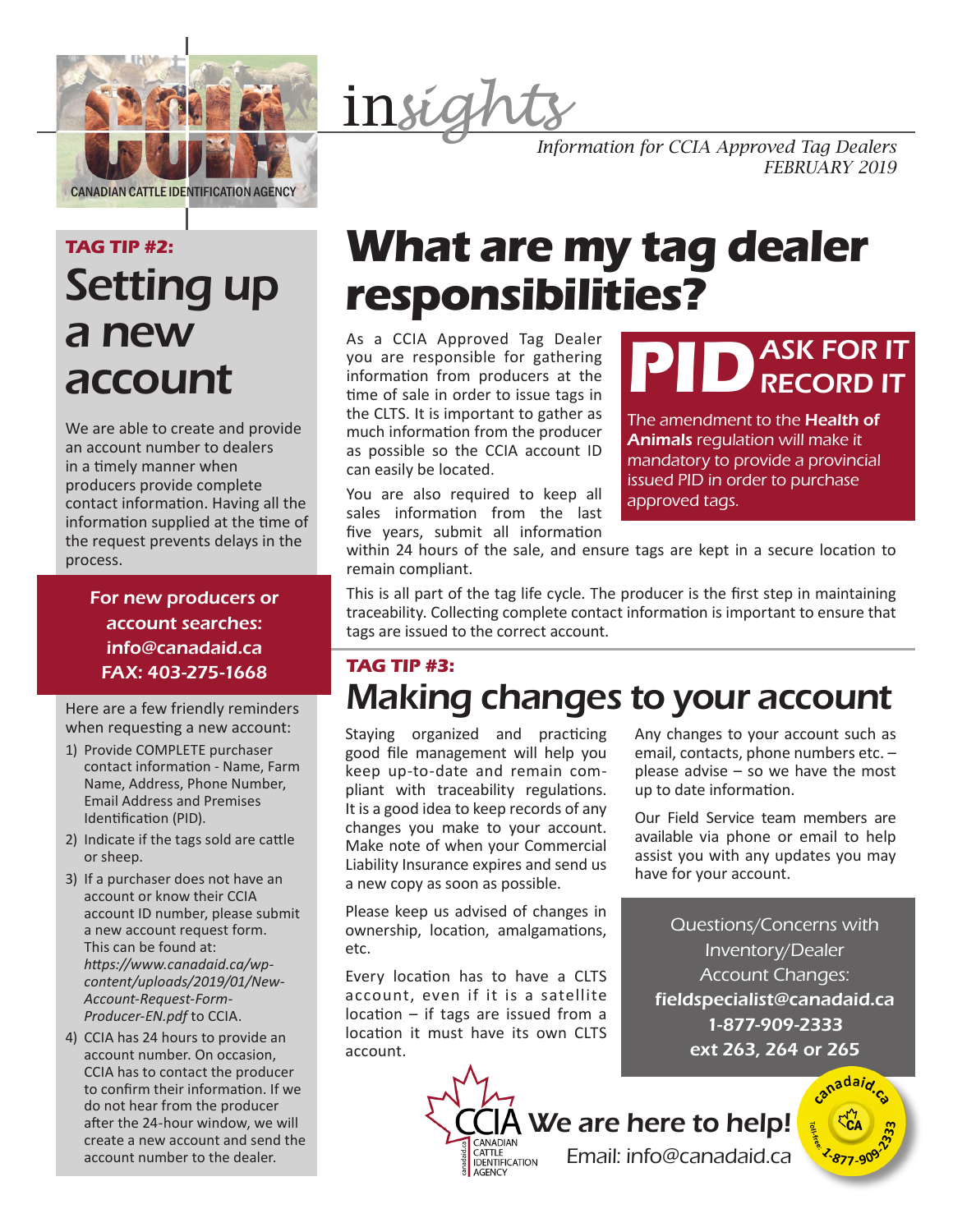CANADIAN CATTLE IDENTIFICATION AGENCY

# insights

*Information for CCIA Approved Tag Dealers*
*FEBRUARY 2019*

**TAG TIP #2:**

## Setting up a new account

We are able to create and provide an account number to dealers in a timely manner when producers provide complete contact information. Having all the information supplied at the time of the request prevents delays in the process.

**For new producers or account searches:**
**info@canadaid.ca**
**FAX: 403-275-1668**

Here are a few friendly reminders when requesting a new account:

1) Provide COMPLETE purchaser contact information - Name, Farm Name, Address, Phone Number, Email Address and Premises Identification (PID).
2) Indicate if the tags sold are cattle or sheep.
3) If a purchaser does not have an account or know their CCIA account ID number, please submit a new account request form. This can be found at: *https://www.canadaid.ca/wp-content/uploads/2019/01/New-Account-Request-Form-Producer-EN.pdf* to CCIA.
4) CCIA has 24 hours to provide an account number. On occasion, CCIA has to contact the producer to confirm their information. If we do not hear from the producer after the 24-hour window, we will create a new account and send the account number to the dealer.

# What are my tag dealer responsibilities?

As a CCIA Approved Tag Dealer you are responsible for gathering information from producers at the time of sale in order to issue tags in the CLTS. It is important to gather as much information from the producer as possible so the CCIA account ID can easily be located.

You are also required to keep all sales information from the last five years, submit all information within 24 hours of the sale, and ensure tags are kept in a secure location to remain compliant.

**PID ASK FOR IT RECORD IT**

The amendment to the **Health of Animals** regulation will make it mandatory to provide a provincial issued PID in order to purchase approved tags.

This is all part of the tag life cycle. The producer is the first step in maintaining traceability. Collecting complete contact information is important to ensure that tags are issued to the correct account.

**TAG TIP #3:**

## Making changes to your account

Staying organized and practicing good file management will help you keep up-to-date and remain compliant with traceability regulations. It is a good idea to keep records of any changes you make to your account. Make note of when your Commercial Liability Insurance expires and send us a new copy as soon as possible.

Please keep us advised of changes in ownership, location, amalgamations, etc.

Every location has to have a CLTS account, even if it is a satellite location – if tags are issued from a location it must have its own CLTS account.

Any changes to your account such as email, contacts, phone numbers etc. – please advise – so we have the most up to date information.

Our Field Service team members are available via phone or email to help assist you with any updates you may have for your account.

Questions/Concerns with Inventory/Dealer Account Changes:
**fieldspecialist@canadaid.ca**
**1-877-909-2333**
**ext 263, 264 or 265**

CCIA CANADIAN CATTLE IDENTIFICATION AGENCY canadaid.ca

**We are here to help!**
Email: info@canadaid.ca

canadaid.ca CA Toll-free: 1-877-909-2333